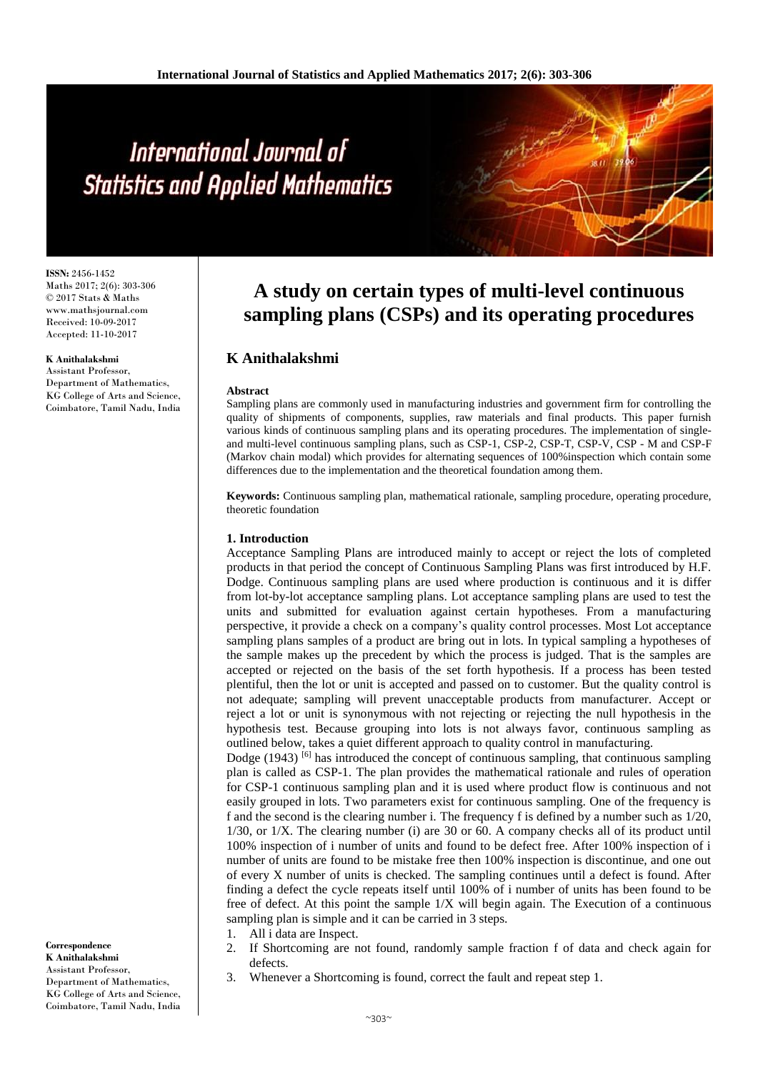# A study on certain types of multi-level continuous sampling plans (CSPs) and its operating procedures

**K Anithalakshmi**

ISSN: 2456-1452
Maths 2017; 2(6): 303-306
© 2017 Stats & Maths
www.mathsjournal.com
Received: 10-09-2017
Accepted: 11-10-2017

**K Anithalakshmi**
Assistant Professor,
Department of Mathematics,
KG College of Arts and Science,
Coimbatore, Tamil Nadu, India

**Correspondence**
**K Anithalakshmi**
Assistant Professor,
Department of Mathematics,
KG College of Arts and Science,
Coimbatore, Tamil Nadu, India

**Abstract**

Sampling plans are commonly used in manufacturing industries and government firm for controlling the quality of shipments of components, supplies, raw materials and final products. This paper furnish various kinds of continuous sampling plans and its operating procedures. The implementation of single- and multi-level continuous sampling plans, such as CSP-1, CSP-2, CSP-T, CSP-V, CSP - M and CSP-F (Markov chain modal) which provides for alternating sequences of 100%inspection which contain some differences due to the implementation and the theoretical foundation among them.

**Keywords:** Continuous sampling plan, mathematical rationale, sampling procedure, operating procedure, theoretic foundation

## 1. Introduction

Acceptance Sampling Plans are introduced mainly to accept or reject the lots of completed products in that period the concept of Continuous Sampling Plans was first introduced by H.F. Dodge. Continuous sampling plans are used where production is continuous and it is differ from lot-by-lot acceptance sampling plans. Lot acceptance sampling plans are used to test the units and submitted for evaluation against certain hypotheses. From a manufacturing perspective, it provide a check on a company's quality control processes. Most Lot acceptance sampling plans samples of a product are bring out in lots. In typical sampling a hypotheses of the sample makes up the precedent by which the process is judged. That is the samples are accepted or rejected on the basis of the set forth hypothesis. If a process has been tested plentiful, then the lot or unit is accepted and passed on to customer. But the quality control is not adequate; sampling will prevent unacceptable products from manufacturer. Accept or reject a lot or unit is synonymous with not rejecting or rejecting the null hypothesis in the hypothesis test. Because grouping into lots is not always favor, continuous sampling as outlined below, takes a quiet different approach to quality control in manufacturing.

Dodge (1943) [6] has introduced the concept of continuous sampling, that continuous sampling plan is called as CSP-1. The plan provides the mathematical rationale and rules of operation for CSP-1 continuous sampling plan and it is used where product flow is continuous and not easily grouped in lots. Two parameters exist for continuous sampling. One of the frequency is f and the second is the clearing number i. The frequency f is defined by a number such as 1/20, 1/30, or 1/X. The clearing number (i) are 30 or 60. A company checks all of its product until 100% inspection of i number of units and found to be defect free. After 100% inspection of i number of units are found to be mistake free then 100% inspection is discontinue, and one out of every X number of units is checked. The sampling continues until a defect is found. After finding a defect the cycle repeats itself until 100% of i number of units has been found to be free of defect. At this point the sample 1/X will begin again. The Execution of a continuous sampling plan is simple and it can be carried in 3 steps.

1. All i data are Inspect.
2. If Shortcoming are not found, randomly sample fraction f of data and check again for defects.
3. Whenever a Shortcoming is found, correct the fault and repeat step 1.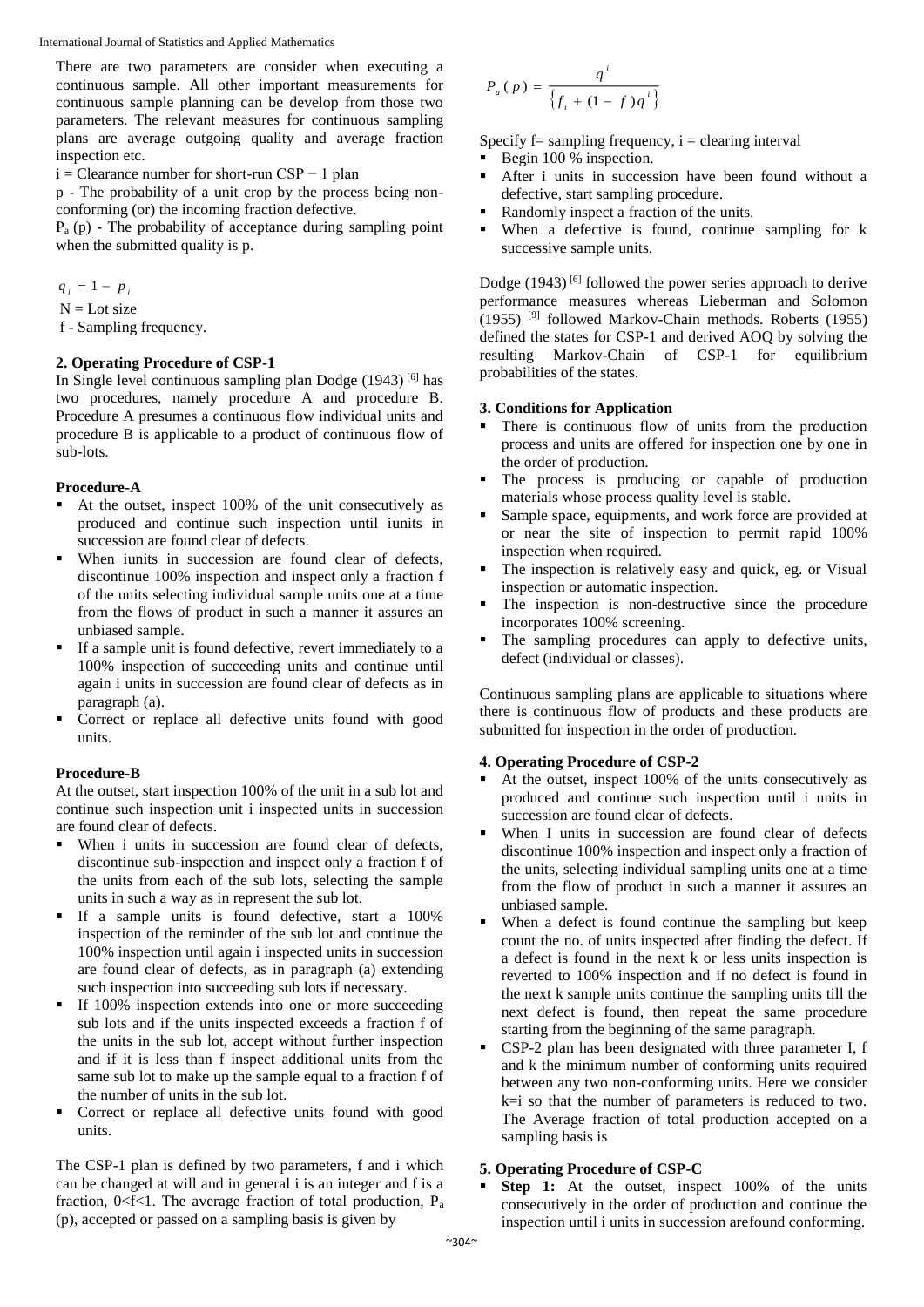There are two parameters are consider when executing a continuous sample. All other important measurements for continuous sample planning can be develop from those two parameters. The relevant measures for continuous sampling plans are average outgoing quality and average fraction inspection etc.

i = Clearance number for short-run CSP − 1 plan

p - The probability of a unit crop by the process being non-conforming (or) the incoming fraction defective.

$P_a$ (p) - The probability of acceptance during sampling point when the submitted quality is p.

$$q_i = 1 - p_i$$

N = Lot size

f - Sampling frequency.

## 2. Operating Procedure of CSP-1

In Single level continuous sampling plan Dodge (1943) [6] has two procedures, namely procedure A and procedure B. Procedure A presumes a continuous flow individual units and procedure B is applicable to a product of continuous flow of sub-lots.

### Procedure-A

- At the outset, inspect 100% of the unit consecutively as produced and continue such inspection until iunits in succession are found clear of defects.
- When iunits in succession are found clear of defects, discontinue 100% inspection and inspect only a fraction f of the units selecting individual sample units one at a time from the flows of product in such a manner it assures an unbiased sample.
- If a sample unit is found defective, revert immediately to a 100% inspection of succeeding units and continue until again i units in succession are found clear of defects as in paragraph (a).
- Correct or replace all defective units found with good units.

### Procedure-B

At the outset, start inspection 100% of the unit in a sub lot and continue such inspection unit i inspected units in succession are found clear of defects.

- When i units in succession are found clear of defects, discontinue sub-inspection and inspect only a fraction f of the units from each of the sub lots, selecting the sample units in such a way as in represent the sub lot.
- If a sample units is found defective, start a 100% inspection of the reminder of the sub lot and continue the 100% inspection until again i inspected units in succession are found clear of defects, as in paragraph (a) extending such inspection into succeeding sub lots if necessary.
- If 100% inspection extends into one or more succeeding sub lots and if the units inspected exceeds a fraction f of the units in the sub lot, accept without further inspection and if it is less than f inspect additional units from the same sub lot to make up the sample equal to a fraction f of the number of units in the sub lot.
- Correct or replace all defective units found with good units.

The CSP-1 plan is defined by two parameters, f and i which can be changed at will and in general i is an integer and f is a fraction, 0<f<1. The average fraction of total production, $P_a$ (p), accepted or passed on a sampling basis is given by

$$P_a(p) = \frac{q^i}{\left\{f_i + (1-f)q^i\right\}}$$

Specify f= sampling frequency, i = clearing interval

- Begin 100 % inspection.
- After i units in succession have been found without a defective, start sampling procedure.
- Randomly inspect a fraction of the units.
- When a defective is found, continue sampling for k successive sample units.

Dodge (1943) [6] followed the power series approach to derive performance measures whereas Lieberman and Solomon (1955) [9] followed Markov-Chain methods. Roberts (1955) defined the states for CSP-1 and derived AOQ by solving the resulting Markov-Chain of CSP-1 for equilibrium probabilities of the states.

## 3. Conditions for Application

- There is continuous flow of units from the production process and units are offered for inspection one by one in the order of production.
- The process is producing or capable of production materials whose process quality level is stable.
- Sample space, equipments, and work force are provided at or near the site of inspection to permit rapid 100% inspection when required.
- The inspection is relatively easy and quick, eg. or Visual inspection or automatic inspection.
- The inspection is non-destructive since the procedure incorporates 100% screening.
- The sampling procedures can apply to defective units, defect (individual or classes).

Continuous sampling plans are applicable to situations where there is continuous flow of products and these products are submitted for inspection in the order of production.

## 4. Operating Procedure of CSP-2

- At the outset, inspect 100% of the units consecutively as produced and continue such inspection until i units in succession are found clear of defects.
- When I units in succession are found clear of defects discontinue 100% inspection and inspect only a fraction of the units, selecting individual sampling units one at a time from the flow of product in such a manner it assures an unbiased sample.
- When a defect is found continue the sampling but keep count the no. of units inspected after finding the defect. If a defect is found in the next k or less units inspection is reverted to 100% inspection and if no defect is found in the next k sample units continue the sampling units till the next defect is found, then repeat the same procedure starting from the beginning of the same paragraph.
- CSP-2 plan has been designated with three parameter I, f and k the minimum number of conforming units required between any two non-conforming units. Here we consider k=i so that the number of parameters is reduced to two. The Average fraction of total production accepted on a sampling basis is

## 5. Operating Procedure of CSP-C

- **Step 1:** At the outset, inspect 100% of the units consecutively in the order of production and continue the inspection until i units in succession arefound conforming.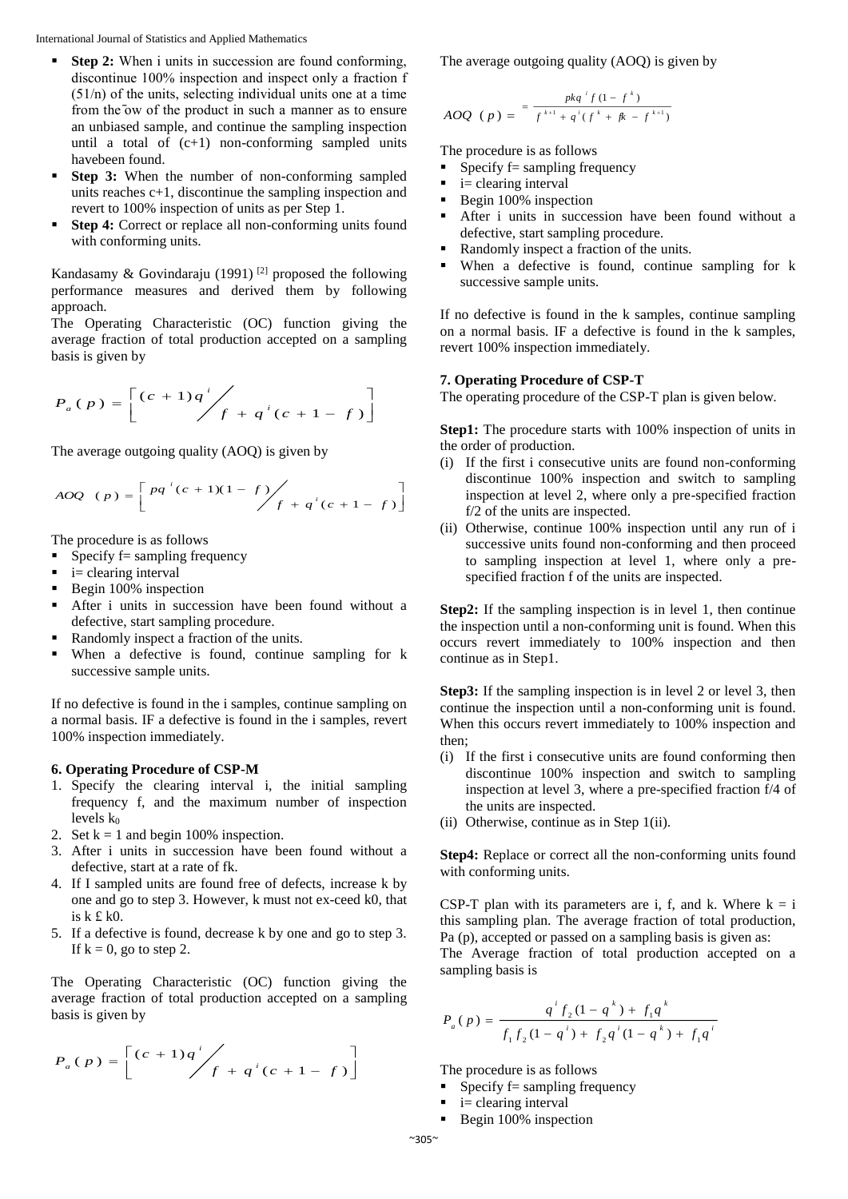- **Step 2:** When i units in succession are found conforming, discontinue 100% inspection and inspect only a fraction f (51/n) of the units, selecting individual units one at a time from the ̃ow of the product in such a manner as to ensure an unbiased sample, and continue the sampling inspection until a total of (c+1) non-conforming sampled units havebeen found.
- **Step 3:** When the number of non-conforming sampled units reaches c+1, discontinue the sampling inspection and revert to 100% inspection of units as per Step 1.
- **Step 4:** Correct or replace all non-conforming units found with conforming units.

Kandasamy & Govindaraju (1991) [2] proposed the following performance measures and derived them by following approach.

The Operating Characteristic (OC) function giving the average fraction of total production accepted on a sampling basis is given by

$$P_a(p) = \left[ (c+1)q^i \Big/ f + q^i(c+1-f) \right]$$

The average outgoing quality (AOQ) is given by

$$AOQ\ (p) = \left[ pq^i(c+1)(1-f) \Big/ f + q^i(c+1-f) \right]$$

The procedure is as follows

- Specify f= sampling frequency
- i= clearing interval
- Begin 100% inspection
- After i units in succession have been found without a defective, start sampling procedure.
- Randomly inspect a fraction of the units.
- When a defective is found, continue sampling for k successive sample units.

If no defective is found in the i samples, continue sampling on a normal basis. IF a defective is found in the i samples, revert 100% inspection immediately.

#### 6. Operating Procedure of CSP-M

1. Specify the clearing interval i, the initial sampling frequency f, and the maximum number of inspection levels $k_0$
2. Set k = 1 and begin 100% inspection.
3. After i units in succession have been found without a defective, start at a rate of fk.
4. If I sampled units are found free of defects, increase k by one and go to step 3. However, k must not ex-ceed k0, that is k £ k0.
5. If a defective is found, decrease k by one and go to step 3. If k = 0, go to step 2.

The Operating Characteristic (OC) function giving the average fraction of total production accepted on a sampling basis is given by

$$P_a(p) = \left[ (c+1)q^i \Big/ f + q^i(c+1-f) \right]$$

The average outgoing quality (AOQ) is given by

$$AOQ\ (p) = \frac{pkq^i f(1-f^k)}{f^{k+1} + q^i(f^k + fk - f^{k+1})}$$

The procedure is as follows

- Specify f= sampling frequency
- i= clearing interval
- Begin 100% inspection
- After i units in succession have been found without a defective, start sampling procedure.
- Randomly inspect a fraction of the units.
- When a defective is found, continue sampling for k successive sample units.

If no defective is found in the k samples, continue sampling on a normal basis. IF a defective is found in the k samples, revert 100% inspection immediately.

#### 7. Operating Procedure of CSP-T

The operating procedure of the CSP-T plan is given below.

**Step1:** The procedure starts with 100% inspection of units in the order of production.

(i) If the first i consecutive units are found non-conforming discontinue 100% inspection and switch to sampling inspection at level 2, where only a pre-specified fraction f/2 of the units are inspected.
(ii) Otherwise, continue 100% inspection until any run of i successive units found non-conforming and then proceed to sampling inspection at level 1, where only a pre-specified fraction f of the units are inspected.

**Step2:** If the sampling inspection is in level 1, then continue the inspection until a non-conforming unit is found. When this occurs revert immediately to 100% inspection and then continue as in Step1.

**Step3:** If the sampling inspection is in level 2 or level 3, then continue the inspection until a non-conforming unit is found. When this occurs revert immediately to 100% inspection and then;

(i) If the first i consecutive units are found conforming then discontinue 100% inspection and switch to sampling inspection at level 3, where a pre-specified fraction f/4 of the units are inspected.
(ii) Otherwise, continue as in Step 1(ii).

**Step4:** Replace or correct all the non-conforming units found with conforming units.

CSP-T plan with its parameters are i, f, and k. Where k = i this sampling plan. The average fraction of total production, Pa (p), accepted or passed on a sampling basis is given as:

The Average fraction of total production accepted on a sampling basis is

$$P_a(p) = \frac{q^i f_2(1-q^k) + f_1 q^k}{f_1 f_2(1-q^i) + f_2 q^i(1-q^k) + f_1 q^i}$$

The procedure is as follows

- Specify f= sampling frequency
- i= clearing interval
- Begin 100% inspection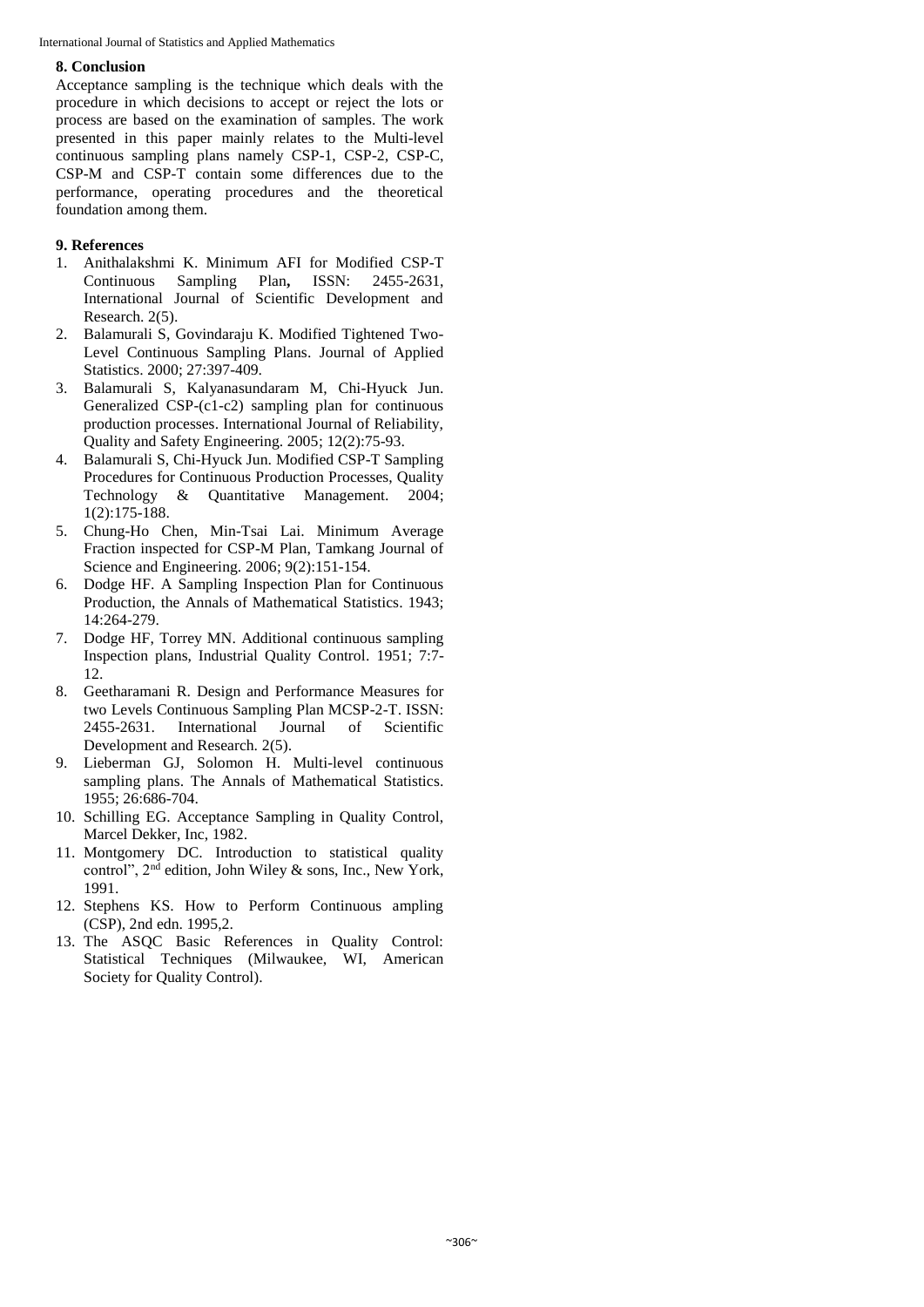## 8. Conclusion

Acceptance sampling is the technique which deals with the procedure in which decisions to accept or reject the lots or process are based on the examination of samples. The work presented in this paper mainly relates to the Multi-level continuous sampling plans namely CSP-1, CSP-2, CSP-C, CSP-M and CSP-T contain some differences due to the performance, operating procedures and the theoretical foundation among them.

## 9. References

1. Anithalakshmi K. Minimum AFI for Modified CSP-T Continuous Sampling Plan**,** ISSN: 2455-2631, International Journal of Scientific Development and Research. 2(5).
2. Balamurali S, Govindaraju K. Modified Tightened Two-Level Continuous Sampling Plans. Journal of Applied Statistics. 2000; 27:397-409.
3. Balamurali S, Kalyanasundaram M, Chi-Hyuck Jun. Generalized CSP-(c1-c2) sampling plan for continuous production processes. International Journal of Reliability, Quality and Safety Engineering. 2005; 12(2):75-93.
4. Balamurali S, Chi-Hyuck Jun. Modified CSP-T Sampling Procedures for Continuous Production Processes, Quality Technology & Quantitative Management. 2004; 1(2):175-188.
5. Chung-Ho Chen, Min-Tsai Lai. Minimum Average Fraction inspected for CSP-M Plan, Tamkang Journal of Science and Engineering. 2006; 9(2):151-154.
6. Dodge HF. A Sampling Inspection Plan for Continuous Production, the Annals of Mathematical Statistics. 1943; 14:264-279.
7. Dodge HF, Torrey MN. Additional continuous sampling Inspection plans, Industrial Quality Control. 1951; 7:7-12.
8. Geetharamani R. Design and Performance Measures for two Levels Continuous Sampling Plan MCSP-2-T. ISSN: 2455-2631. International Journal of Scientific Development and Research. 2(5).
9. Lieberman GJ, Solomon H. Multi-level continuous sampling plans. The Annals of Mathematical Statistics. 1955; 26:686-704.
10. Schilling EG. Acceptance Sampling in Quality Control, Marcel Dekker, Inc, 1982.
11. Montgomery DC. Introduction to statistical quality control", 2nd edition, John Wiley & sons, Inc., New York, 1991.
12. Stephens KS. How to Perform Continuous ampling (CSP), 2nd edn. 1995,2.
13. The ASQC Basic References in Quality Control: Statistical Techniques (Milwaukee, WI, American Society for Quality Control).